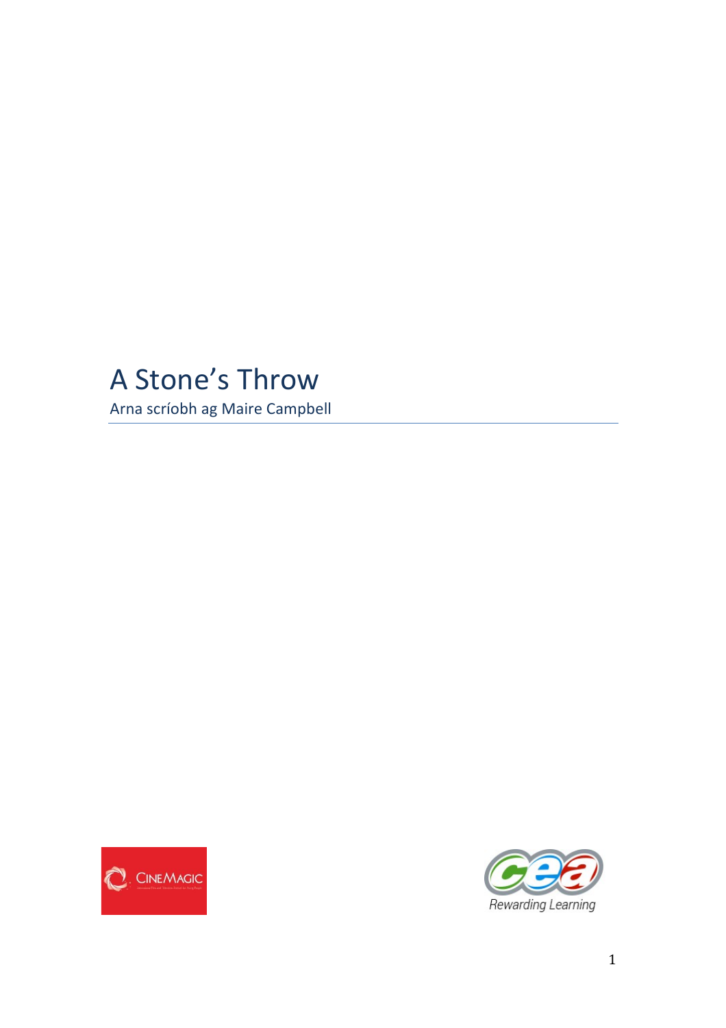# A Stone's Throw

Arna scríobh ag Maire Campbell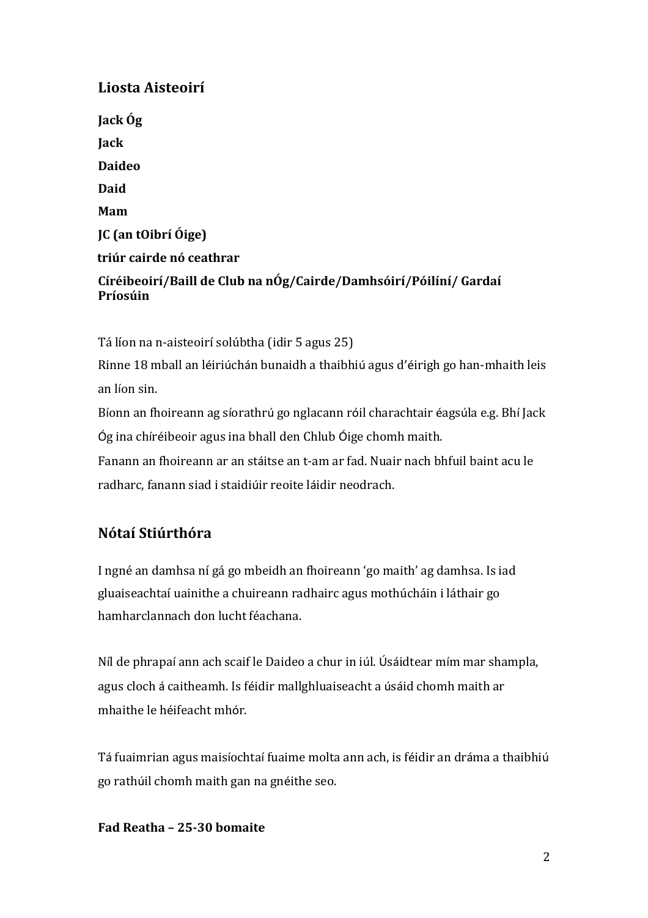## Liosta Aisteoirí

**Jack Óg**

**Jack**

**Daideo**

**Daid**

**Mam**

**JC (an tOibrí Óige)**

**triúr cairde nó ceathrar**

**Círéibeoirí/Baill de Club na nÓg/Cairde/Damhsóirí/Póilíní/ Gardaí Príosúin**

Tá líon na n-aisteoirí solúbtha (idir 5 agus 25)
Rinne 18 mball an léiriúchán bunaidh a thaibhiú agus d'éirigh go han-mhaith leis an líon sin.
Bíonn an fhoireann ag síorathrú go nglacann róil charachtair éagsúla e.g. Bhí Jack Óg ina chíréibeoir agus ina bhall den Chlub Óige chomh maith.
Fanann an fhoireann ar an stáitse an t-am ar fad. Nuair nach bhfuil baint acu le radharc, fanann siad i staidiúir reoite láidir neodrach.

## Nótaí Stiúrthóra

I ngné an damhsa ní gá go mbeidh an fhoireann 'go maith' ag damhsa. Is iad gluaiseachtaí uainithe a chuireann radhairc agus mothúcháin i láthair go hamharclannach don lucht féachana.

Níl de phrapaí ann ach scaif le Daideo a chur in iúl. Úsáidtear mím mar shampla, agus cloch á caitheamh. Is féidir mallghluaiseacht a úsáid chomh maith ar mhaithe le héifeacht mhór.

Tá fuaimrian agus maisíochtaí fuaime molta ann ach, is féidir an dráma a thaibhiú go rathúil chomh maith gan na gnéithe seo.

**Fad Reatha – 25-30 bomaite**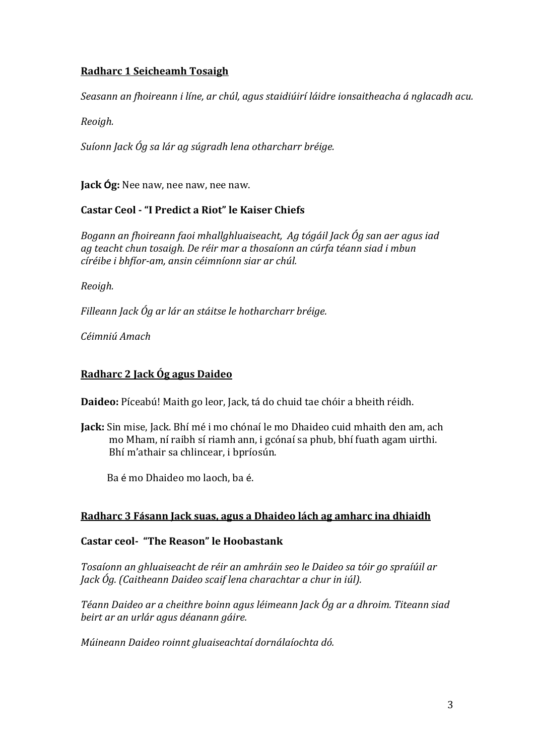**Radharc 1 Seicheamh Tosaigh**

*Seasann an fhoireann i líne, ar chúl, agus staidiúirí láidre ionsaitheacha á nglacadh acu.*

*Reoigh.*

*Suíonn Jack Óg sa lár ag súgradh lena otharcharr bréige.*

**Jack Óg:** Nee naw, nee naw, nee naw.

**Castar Ceol - "I Predict a Riot" le Kaiser Chiefs**

*Bogann an fhoireann faoi mhallghluaiseacht, Ag tógáil Jack Óg san aer agus iad ag teacht chun tosaigh. De réir mar a thosaíonn an cúrfa téann siad i mbun círéibe i bhfíor-am, ansin céimníonn siar ar chúl.*

*Reoigh.*

*Filleann Jack Óg ar lár an stáitse le hotharcharr bréige.*

*Céimniú Amach*

**Radharc 2 Jack Óg agus Daideo**

**Daideo:** Píceabú! Maith go leor, Jack, tá do chuid tae chóir a bheith réidh.

**Jack:** Sin mise, Jack. Bhí mé i mo chónaí le mo Dhaideo cuid mhaith den am, ach mo Mham, ní raibh sí riamh ann, i gcónaí sa phub, bhí fuath agam uirthi. Bhí m'athair sa chlincear, i bpríosún.

Ba é mo Dhaideo mo laoch, ba é.

**Radharc 3 Fásann Jack suas, agus a Dhaideo lách ag amharc ina dhiaidh**

**Castar ceol- "The Reason" le Hoobastank**

*Tosaíonn an ghluaiseacht de réir an amhráin seo le Daideo sa tóir go spraíúil ar Jack Óg. (Caitheann Daideo scaif lena charachtar a chur in iúl).*

*Téann Daideo ar a cheithre boinn agus léimeann Jack Óg ar a dhroim. Titeann siad beirt ar an urlár agus déanann gáire.*

*Múineann Daideo roinnt gluaiseachtaí dornálaíochta dó.*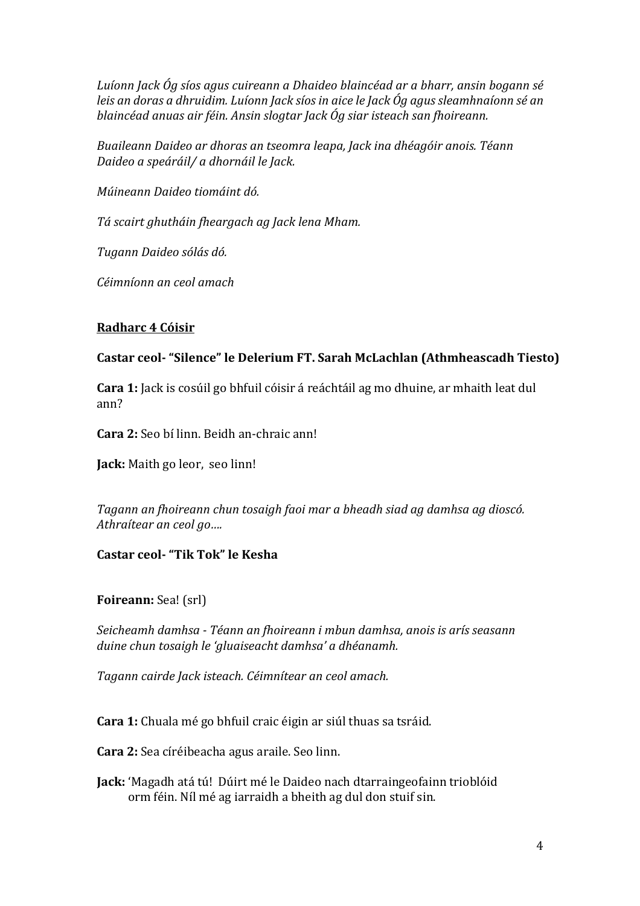*Luíonn Jack Óg síos agus cuireann a Dhaideo blaincéad ar a bharr, ansin bogann sé leis an doras a dhruidim. Luíonn Jack síos in aice le Jack Óg agus sleamhnaíonn sé an blaincéad anuas air féin. Ansin slogtar Jack Óg siar isteach san fhoireann.*

*Buaileann Daideo ar dhoras an tseomra leapa, Jack ina dhéagóir anois. Téann Daideo a speáráil/ a dhornáil le Jack.*

*Múineann Daideo tiomáint dó.*

*Tá scairt ghutháin fheargach ag Jack lena Mham.*

*Tugann Daideo sólás dó.*

*Céimníonn an ceol amach*

**<u>Radharc 4 Cóisir</u>**

**Castar ceol- "Silence" le Delerium FT. Sarah McLachlan (Athmheascadh Tiesto)**

**Cara 1:** Jack is cosúil go bhfuil cóisir á reáchtáil ag mo dhuine, ar mhaith leat dul ann?

**Cara 2:** Seo bí linn. Beidh an-chraic ann!

**Jack:** Maith go leor, seo linn!

*Tagann an fhoireann chun tosaigh faoi mar a bheadh siad ag damhsa ag dioscó. Athraítear an ceol go….*

**Castar ceol- "Tik Tok" le Kesha**

**Foireann:** Sea! (srl)

*Seicheamh damhsa - Téann an fhoireann i mbun damhsa, anois is arís seasann duine chun tosaigh le 'gluaiseacht damhsa' a dhéanamh.*

*Tagann cairde Jack isteach. Céimnítear an ceol amach.*

**Cara 1:** Chuala mé go bhfuil craic éigin ar siúl thuas sa tsráid.

**Cara 2:** Sea círéibeacha agus araile. Seo linn.

**Jack:** 'Magadh atá tú! Dúirt mé le Daideo nach dtarraingeofainn trioblóid orm féin. Níl mé ag iarraidh a bheith ag dul don stuif sin.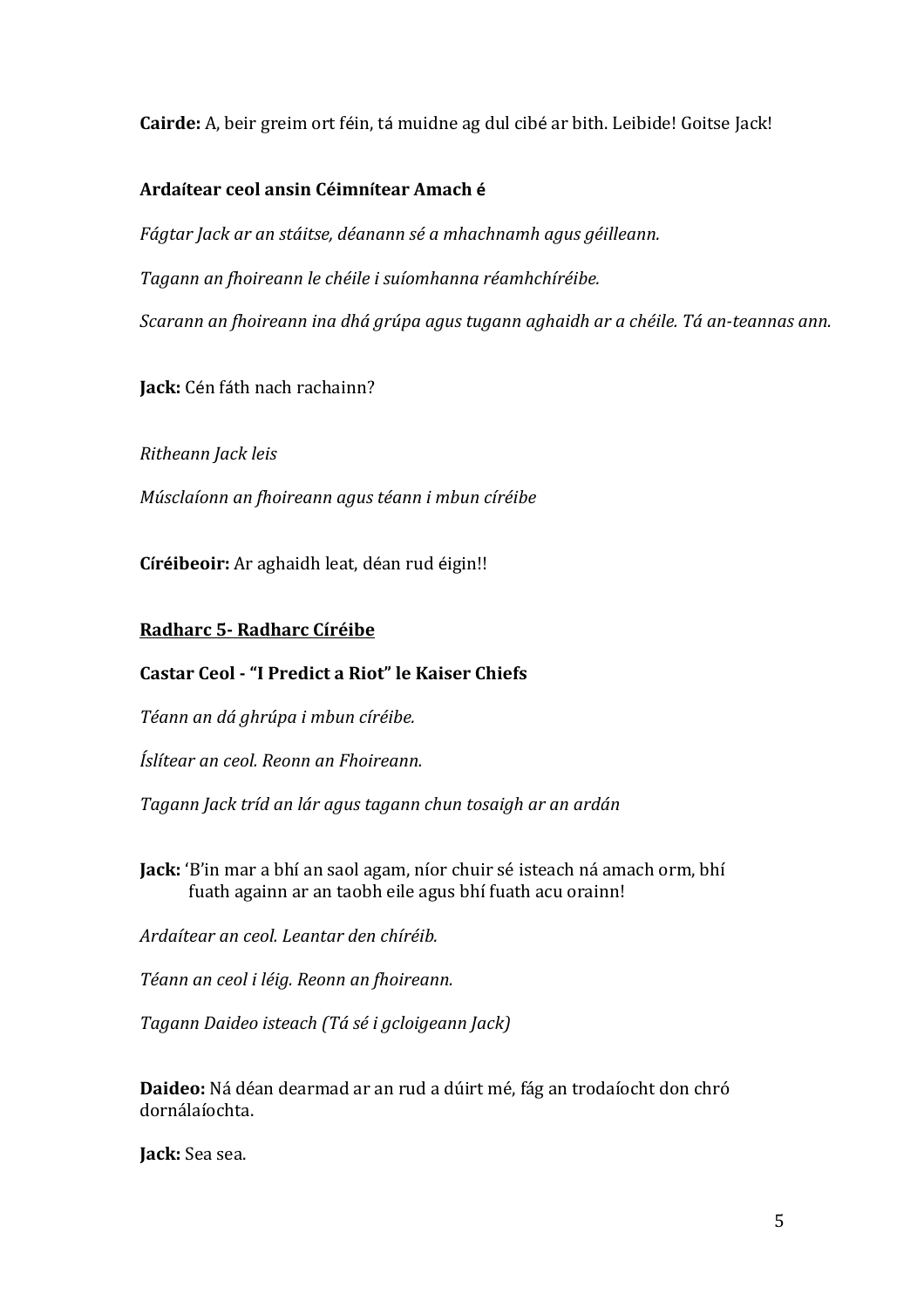**Cairde:** A, beir greim ort féin, tá muidne ag dul cibé ar bith. Leibide! Goitse Jack!

**Ardaítear ceol ansin Céimnítear Amach é**

*Fágtar Jack ar an stáitse, déanann sé a mhachnamh agus géilleann.*

*Tagann an fhoireann le chéile i suíomhanna réamhchíréibe.*

*Scarann an fhoireann ina dhá grúpa agus tugann aghaidh ar a chéile. Tá an-teannas ann.*

**Jack:** Cén fáth nach rachainn?

*Ritheann Jack leis*

*Músclaíonn an fhoireann agus téann i mbun círéibe*

**Círéibeoir:** Ar aghaidh leat, déan rud éigin!!

**<u>Radharc 5- Radharc Círéibe</u>**

**Castar Ceol - "I Predict a Riot" le Kaiser Chiefs**

*Téann an dá ghrúpa i mbun círéibe.*

*Íslítear an ceol. Reonn an Fhoireann.*

*Tagann Jack tríd an lár agus tagann chun tosaigh ar an ardán*

**Jack:** 'B'in mar a bhí an saol agam, níor chuir sé isteach ná amach orm, bhí fuath againn ar an taobh eile agus bhí fuath acu orainn!

*Ardaítear an ceol. Leantar den chíréib.*

*Téann an ceol i léig. Reonn an fhoireann.*

*Tagann Daideo isteach (Tá sé i gcloigeann Jack)*

**Daideo:** Ná déan dearmad ar an rud a dúirt mé, fág an trodaíocht don chró dornálaíochta.

**Jack:** Sea sea.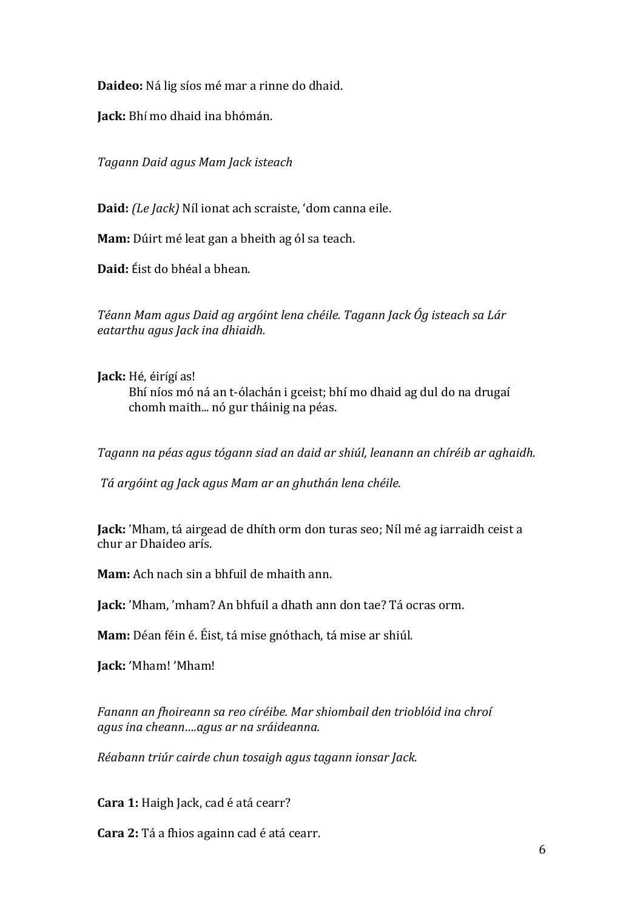**Daideo:** Ná lig síos mé mar a rinne do dhaid.

**Jack:** Bhí mo dhaid ina bhómán.

*Tagann Daid agus Mam Jack isteach*

**Daid:** *(Le Jack)* Níl ionat ach scraiste, 'dom canna eile.

**Mam:** Dúirt mé leat gan a bheith ag ól sa teach.

**Daid:** Éist do bhéal a bhean.

*Téann Mam agus Daid ag argóint lena chéile. Tagann Jack Óg isteach sa Lár eatarthu agus Jack ina dhiaidh.*

**Jack:** Hé, éirígí as!
Bhí níos mó ná an t-ólachán i gceist; bhí mo dhaid ag dul do na drugaí chomh maith... nó gur tháinig na péas.

*Tagann na péas agus tógann siad an daid ar shiúl, leanann an chíréib ar aghaidh.*

*Tá argóint ag Jack agus Mam ar an ghuthán lena chéile.*

**Jack:** 'Mham, tá airgead de dhíth orm don turas seo; Níl mé ag iarraidh ceist a chur ar Dhaideo arís.

**Mam:** Ach nach sin a bhfuil de mhaith ann.

**Jack:** 'Mham, 'mham? An bhfuil a dhath ann don tae? Tá ocras orm.

**Mam:** Déan féin é. Éist, tá mise gnóthach, tá mise ar shiúl.

**Jack:** 'Mham! 'Mham!

*Fanann an fhoireann sa reo círéibe. Mar shiombail den trioblóid ina chroí agus ina cheann….agus ar na sráideanna.*

*Réabann triúr cairde chun tosaigh agus tagann ionsar Jack.*

**Cara 1:** Haigh Jack, cad é atá cearr?

**Cara 2:** Tá a fhios againn cad é atá cearr.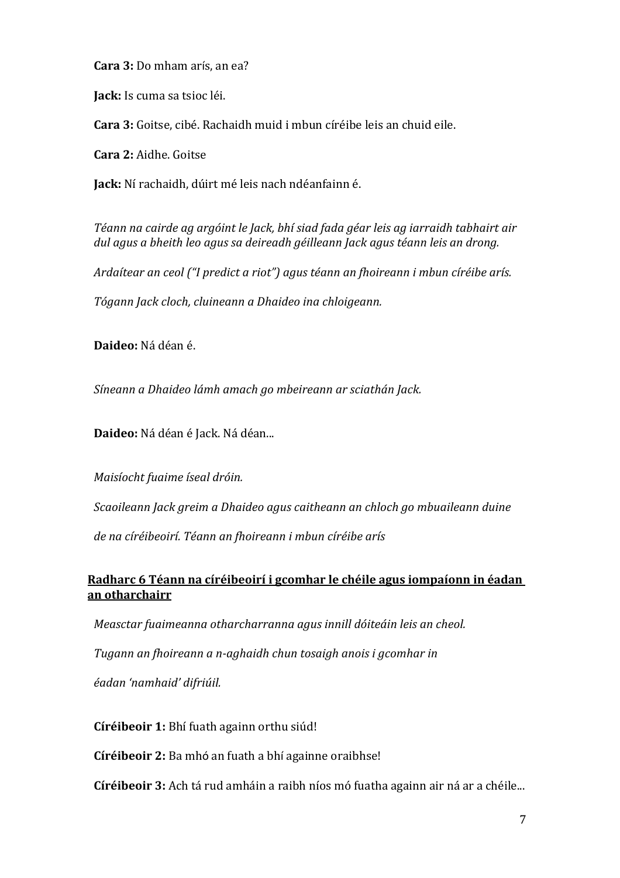**Cara 3:** Do mham arís, an ea?

**Jack:** Is cuma sa tsioc léi.

**Cara 3:** Goitse, cibé. Rachaidh muid i mbun círéibe leis an chuid eile.

**Cara 2:** Aidhe. Goitse

**Jack:** Ní rachaidh, dúirt mé leis nach ndéanfainn é.

*Téann na cairde ag argóint le Jack, bhí siad fada géar leis ag iarraidh tabhairt air dul agus a bheith leo agus sa deireadh géilleann Jack agus téann leis an drong.*

*Ardaítear an ceol ("I predict a riot") agus téann an fhoireann i mbun círéibe arís.*

*Tógann Jack cloch, cluineann a Dhaideo ina chloigeann.*

**Daideo:** Ná déan é.

*Síneann a Dhaideo lámh amach go mbeireann ar sciathán Jack.*

**Daideo:** Ná déan é Jack. Ná déan...

*Maisíocht fuaime íseal dróin.*

*Scaoileann Jack greim a Dhaideo agus caitheann an chloch go mbuaileann duine de na círéibeoirí. Téann an fhoireann i mbun círéibe arís*

## Radharc 6 Téann na círéibeoirí i gcomhar le chéile agus iompaíonn in éadan an otharchairr

*Measctar fuaimeanna otharcharranna agus innill dóiteáin leis an cheol.*

*Tugann an fhoireann a n-aghaidh chun tosaigh anois i gcomhar in éadan 'namhaid' difriúil.*

**Círéibeoir 1:** Bhí fuath againn orthu siúd!

**Círéibeoir 2:** Ba mhó an fuath a bhí againne oraibhse!

**Círéibeoir 3:** Ach tá rud amháin a raibh níos mó fuatha againn air ná ar a chéile...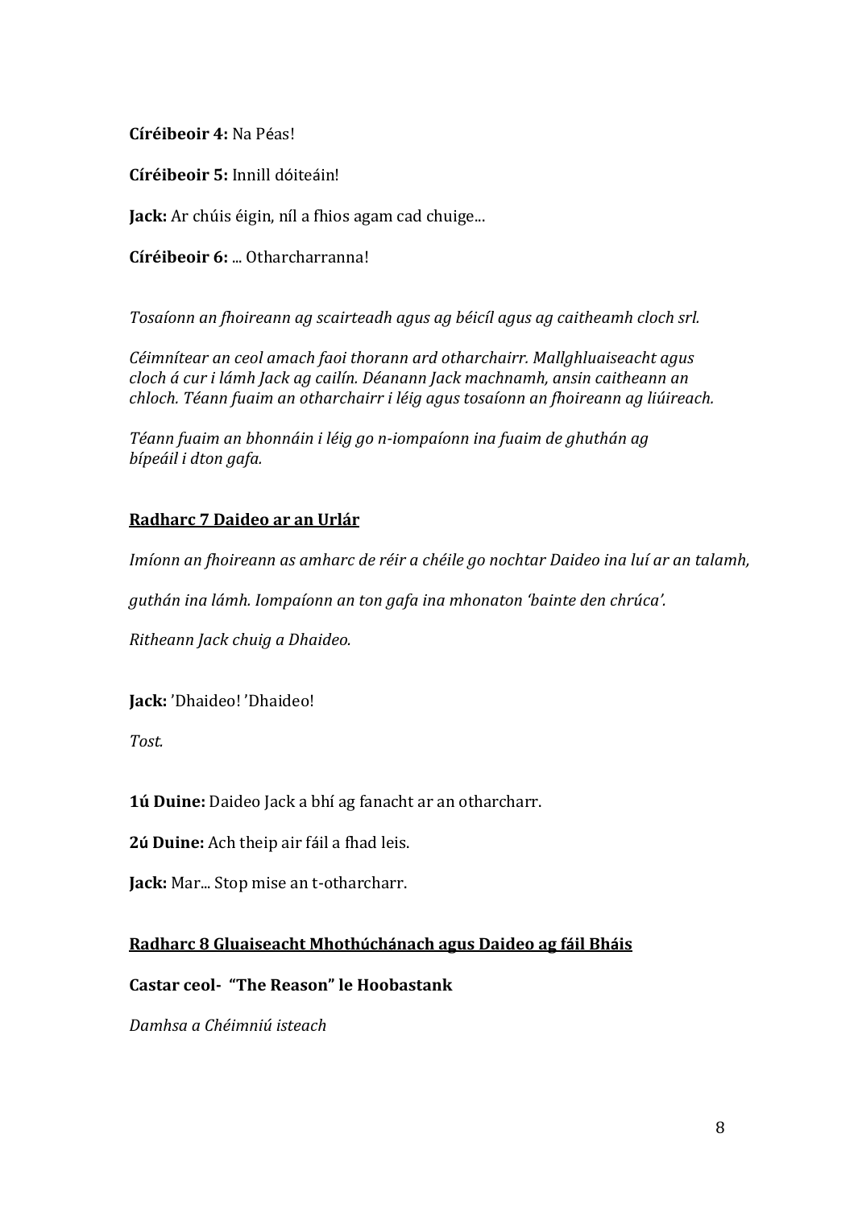**Círéibeoir 4:** Na Péas!

**Círéibeoir 5:** Innill dóiteáin!

**Jack:** Ar chúis éigin, níl a fhios agam cad chuige...

**Círéibeoir 6:** ... Otharcharranna!

*Tosaíonn an fhoireann ag scairteadh agus ag béicíl agus ag caitheamh cloch srl.*

*Céimnítear an ceol amach faoi thorann ard otharchairr. Mallghluaiseacht agus cloch á cur i lámh Jack ag cailín. Déanann Jack machnamh, ansin caitheann an chloch. Téann fuaim an otharchairr i léig agus tosaíonn an fhoireann ag liúireach.*

*Téann fuaim an bhonnáin i léig go n-iompaíonn ina fuaim de ghuthán ag bípeáil i dton gafa.*

## Radharc 7 Daideo ar an Urlár

*Imíonn an fhoireann as amharc de réir a chéile go nochtar Daideo ina luí ar an talamh, guthán ina lámh. Iompaíonn an ton gafa ina mhonaton 'bainte den chrúca'.*

*Ritheann Jack chuig a Dhaideo.*

**Jack:** 'Dhaideo! 'Dhaideo!

*Tost.*

**1ú Duine:** Daideo Jack a bhí ag fanacht ar an otharcharr.

**2ú Duine:** Ach theip air fáil a fhad leis.

**Jack:** Mar... Stop mise an t-otharcharr.

## Radharc 8 Gluaiseacht Mhothúchánach agus Daideo ag fáil Bháis

**Castar ceol- "The Reason" le Hoobastank**

*Damhsa a Chéimniú isteach*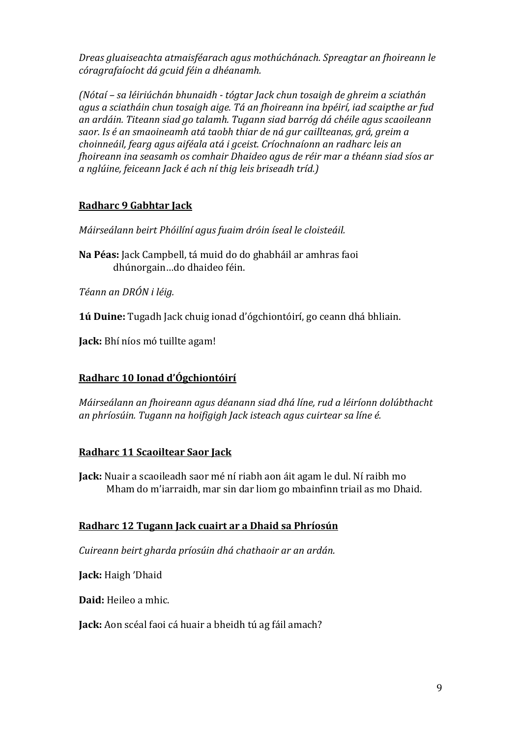*Dreas gluaiseachta atmaisféarach agus mothúchánach. Spreagtar an fhoireann le córagrafaíocht dá gcuid féin a dhéanamh.*

*(Nótaí – sa léiriúchán bhunaidh - tógtar Jack chun tosaigh de ghreim a sciathán agus a sciatháin chun tosaigh aige. Tá an fhoireann ina bpéirí, iad scaipthe ar fud an ardáin. Titeann siad go talamh. Tugann siad barróg dá chéile agus scaoileann saor. Is é an smaoineamh atá taobh thiar de ná gur caillteanas, grá, greim a choinneáil, fearg agus aiféala atá i gceist. Críochnaíonn an radharc leis an fhoireann ina seasamh os comhair Dhaideo agus de réir mar a théann siad síos ar a nglúine, feiceann Jack é ach ní thig leis briseadh tríd.)*

## Radharc 9 Gabhtar Jack

*Máirseálann beirt Phóilíní agus fuaim dróin íseal le cloisteáil.*

**Na Péas:** Jack Campbell, tá muid do do ghabháil ar amhras faoi dhúnorgain…do dhaideo féin.

*Téann an DRÓN i léig.*

**1ú Duine:** Tugadh Jack chuig ionad d'ógchiontóirí, go ceann dhá bhliain.

**Jack:** Bhí níos mó tuillte agam!

## Radharc 10 Ionad d'Ógchiontóirí

*Máirseálann an fhoireann agus déanann siad dhá líne, rud a léiríonn dolúbthacht an phríosúin. Tugann na hoifigigh Jack isteach agus cuirtear sa líne é.*

## Radharc 11 Scaoiltear Saor Jack

**Jack:** Nuair a scaoileadh saor mé ní riabh aon áit agam le dul. Ní raibh mo Mham do m'iarraidh, mar sin dar liom go mbainfinn triail as mo Dhaid.

## Radharc 12 Tugann Jack cuairt ar a Dhaid sa Phríosún

*Cuireann beirt gharda príosúin dhá chathaoir ar an ardán.*

**Jack:** Haigh 'Dhaid

**Daid:** Heileo a mhic.

**Jack:** Aon scéal faoi cá huair a bheidh tú ag fáil amach?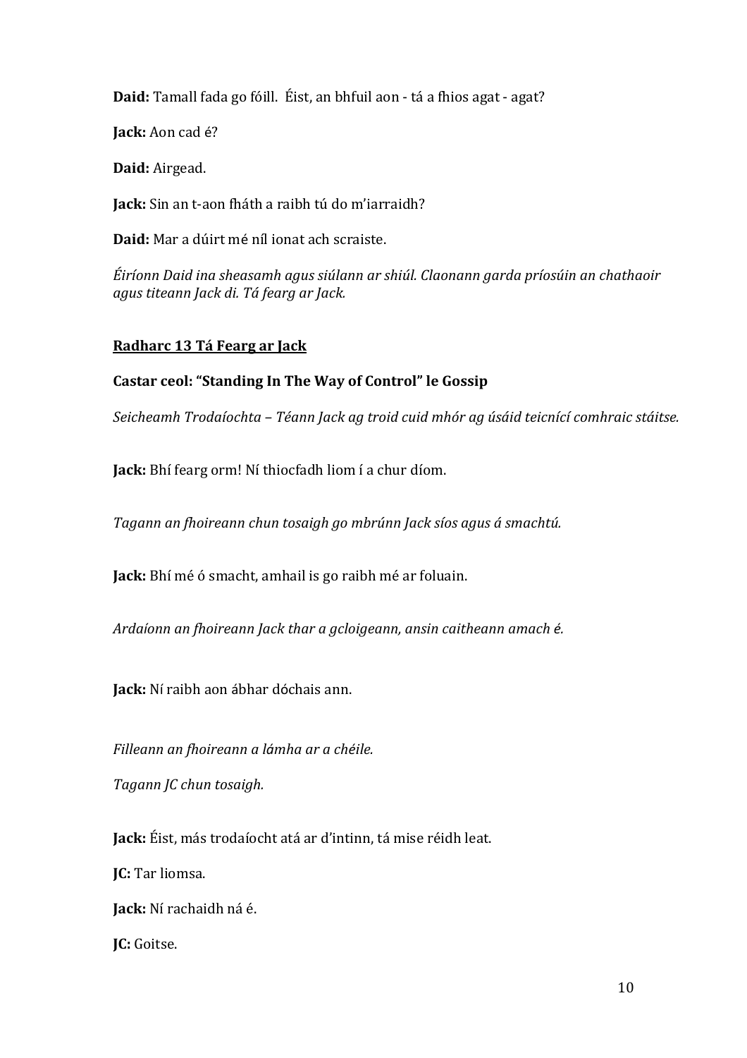**Daid:** Tamall fada go fóill. Éist, an bhfuil aon - tá a fhios agat - agat?

**Jack:** Aon cad é?

**Daid:** Airgead.

**Jack:** Sin an t-aon fháth a raibh tú do m'iarraidh?

**Daid:** Mar a dúirt mé níl ionat ach scraiste.

*Éiríonn Daid ina sheasamh agus siúlann ar shiúl. Claonann garda príosúin an chathaoir agus titeann Jack di. Tá fearg ar Jack.*

**<u>Radharc 13 Tá Fearg ar Jack</u>**

**Castar ceol: "Standing In The Way of Control" le Gossip**

*Seicheamh Trodaíochta – Téann Jack ag troid cuid mhór ag úsáid teicnící comhraic stáitse.*

**Jack:** Bhí fearg orm! Ní thiocfadh liom í a chur díom.

*Tagann an fhoireann chun tosaigh go mbrúnn Jack síos agus á smachtú.*

**Jack:** Bhí mé ó smacht, amhail is go raibh mé ar foluain.

*Ardaíonn an fhoireann Jack thar a gcloigeann, ansin caitheann amach é.*

**Jack:** Ní raibh aon ábhar dóchais ann.

*Filleann an fhoireann a lámha ar a chéile.*

*Tagann JC chun tosaigh.*

**Jack:** Éist, más trodaíocht atá ar d'intinn, tá mise réidh leat.

**JC:** Tar liomsa.

**Jack:** Ní rachaidh ná é.

**JC:** Goitse.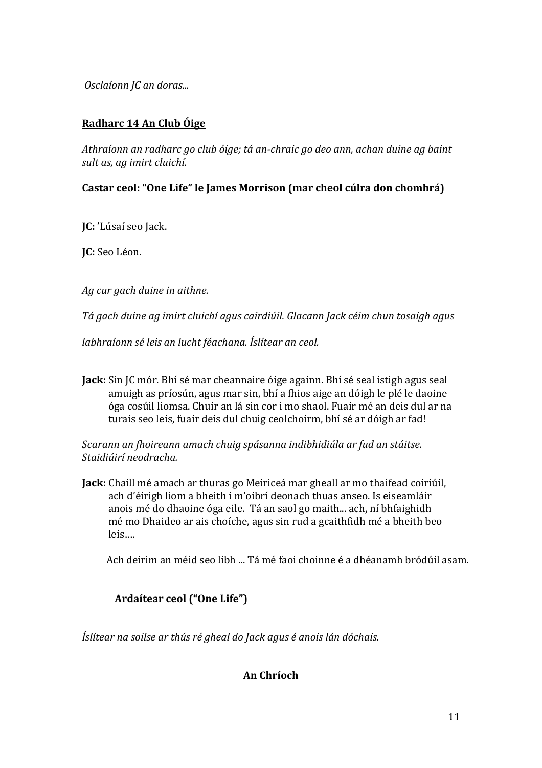*Osclaíonn JC an doras...*

## Radharc 14 An Club Óige

*Athraíonn an radharc go club óige; tá an-chraic go deo ann, achan duine ag baint sult as, ag imirt cluichí.*

**Castar ceol: "One Life" le James Morrison (mar cheol cúlra don chomhrá)**

**JC:** 'Lúsaí seo Jack.

**JC:** Seo Léon.

*Ag cur gach duine in aithne.*

*Tá gach duine ag imirt cluichí agus cairdiúil. Glacann Jack céim chun tosaigh agus labhraíonn sé leis an lucht féachana. Íslítear an ceol.*

**Jack:** Sin JC mór. Bhí sé mar cheannaire óige againn. Bhí sé seal istigh agus seal amuigh as príosún, agus mar sin, bhí a fhios aige an dóigh le plé le daoine óga cosúil liomsa. Chuir an lá sin cor i mo shaol. Fuair mé an deis dul ar na turais seo leis, fuair deis dul chuig ceolchoirm, bhí sé ar dóigh ar fad!

*Scarann an fhoireann amach chuig spásanna indibhidiúla ar fud an stáitse. Staidiúirí neodracha.*

**Jack:** Chaill mé amach ar thuras go Meiriceá mar gheall ar mo thaifead coiriúil, ach d'éirigh liom a bheith i m'oibrí deonach thuas anseo. Is eiseamláir anois mé do dhaoine óga eile. Tá an saol go maith... ach, ní bhfaighidh mé mo Dhaideo ar ais choíche, agus sin rud a gcaithfidh mé a bheith beo leis….

Ach deirim an méid seo libh ... Tá mé faoi choinne é a dhéanamh bródúil asam.

**Ardaítear ceol ("One Life")**

*Íslítear na soilse ar thús ré gheal do Jack agus é anois lán dóchais.*

**An Chríoch**